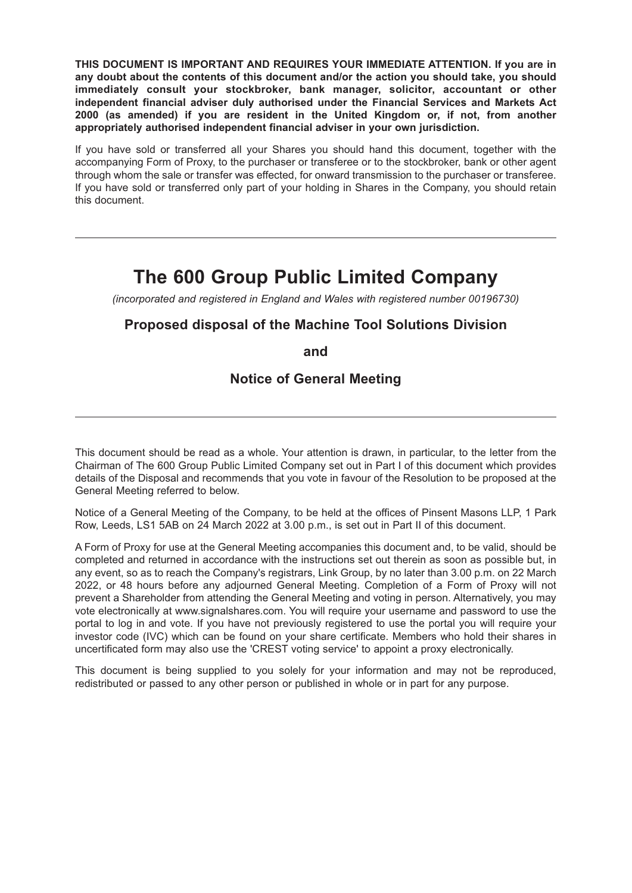**THIS DOCUMENT IS IMPORTANT AND REQUIRES YOUR IMMEDIATE ATTENTION. If you are in any doubt about the contents of this document and/or the action you should take, you should immediately consult your stockbroker, bank manager, solicitor, accountant or other independent financial adviser duly authorised under the Financial Services and Markets Act 2000 (as amended) if you are resident in the United Kingdom or, if not, from another appropriately authorised independent financial adviser in your own jurisdiction.**

If you have sold or transferred all your Shares you should hand this document, together with the accompanying Form of Proxy, to the purchaser or transferee or to the stockbroker, bank or other agent through whom the sale or transfer was effected, for onward transmission to the purchaser or transferee. If you have sold or transferred only part of your holding in Shares in the Company, you should retain this document.

---

# The 600 Group Public Limited Company

*(incorporated and registered in England and Wales with registered number 00196730)*

## Proposed disposal of the Machine Tool Solutions Division

## and

## Notice of General Meeting

---

This document should be read as a whole. Your attention is drawn, in particular, to the letter from the Chairman of The 600 Group Public Limited Company set out in Part I of this document which provides details of the Disposal and recommends that you vote in favour of the Resolution to be proposed at the General Meeting referred to below.

Notice of a General Meeting of the Company, to be held at the offices of Pinsent Masons LLP, 1 Park Row, Leeds, LS1 5AB on 24 March 2022 at 3.00 p.m., is set out in Part II of this document.

A Form of Proxy for use at the General Meeting accompanies this document and, to be valid, should be completed and returned in accordance with the instructions set out therein as soon as possible but, in any event, so as to reach the Company's registrars, Link Group, by no later than 3.00 p.m. on 22 March 2022, or 48 hours before any adjourned General Meeting. Completion of a Form of Proxy will not prevent a Shareholder from attending the General Meeting and voting in person. Alternatively, you may vote electronically at www.signalshares.com. You will require your username and password to use the portal to log in and vote. If you have not previously registered to use the portal you will require your investor code (IVC) which can be found on your share certificate. Members who hold their shares in uncertificated form may also use the 'CREST voting service' to appoint a proxy electronically.

This document is being supplied to you solely for your information and may not be reproduced, redistributed or passed to any other person or published in whole or in part for any purpose.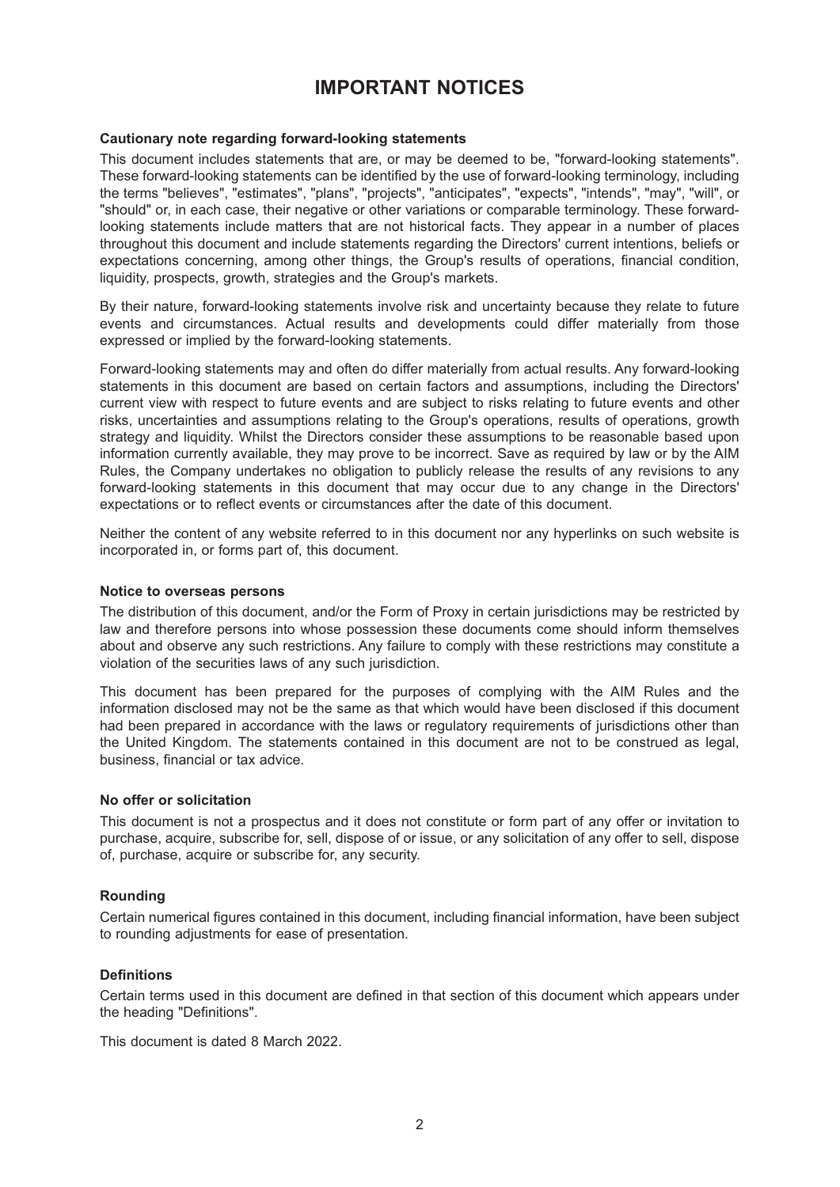# IMPORTANT NOTICES

**Cautionary note regarding forward-looking statements**

This document includes statements that are, or may be deemed to be, "forward-looking statements". These forward-looking statements can be identified by the use of forward-looking terminology, including the terms "believes", "estimates", "plans", "projects", "anticipates", "expects", "intends", "may", "will", or "should" or, in each case, their negative or other variations or comparable terminology. These forward-looking statements include matters that are not historical facts. They appear in a number of places throughout this document and include statements regarding the Directors' current intentions, beliefs or expectations concerning, among other things, the Group's results of operations, financial condition, liquidity, prospects, growth, strategies and the Group's markets.

By their nature, forward-looking statements involve risk and uncertainty because they relate to future events and circumstances. Actual results and developments could differ materially from those expressed or implied by the forward-looking statements.

Forward-looking statements may and often do differ materially from actual results. Any forward-looking statements in this document are based on certain factors and assumptions, including the Directors' current view with respect to future events and are subject to risks relating to future events and other risks, uncertainties and assumptions relating to the Group's operations, results of operations, growth strategy and liquidity. Whilst the Directors consider these assumptions to be reasonable based upon information currently available, they may prove to be incorrect. Save as required by law or by the AIM Rules, the Company undertakes no obligation to publicly release the results of any revisions to any forward-looking statements in this document that may occur due to any change in the Directors' expectations or to reflect events or circumstances after the date of this document.

Neither the content of any website referred to in this document nor any hyperlinks on such website is incorporated in, or forms part of, this document.

**Notice to overseas persons**

The distribution of this document, and/or the Form of Proxy in certain jurisdictions may be restricted by law and therefore persons into whose possession these documents come should inform themselves about and observe any such restrictions. Any failure to comply with these restrictions may constitute a violation of the securities laws of any such jurisdiction.

This document has been prepared for the purposes of complying with the AIM Rules and the information disclosed may not be the same as that which would have been disclosed if this document had been prepared in accordance with the laws or regulatory requirements of jurisdictions other than the United Kingdom. The statements contained in this document are not to be construed as legal, business, financial or tax advice.

**No offer or solicitation**

This document is not a prospectus and it does not constitute or form part of any offer or invitation to purchase, acquire, subscribe for, sell, dispose of or issue, or any solicitation of any offer to sell, dispose of, purchase, acquire or subscribe for, any security.

**Rounding**

Certain numerical figures contained in this document, including financial information, have been subject to rounding adjustments for ease of presentation.

**Definitions**

Certain terms used in this document are defined in that section of this document which appears under the heading "Definitions".

This document is dated 8 March 2022.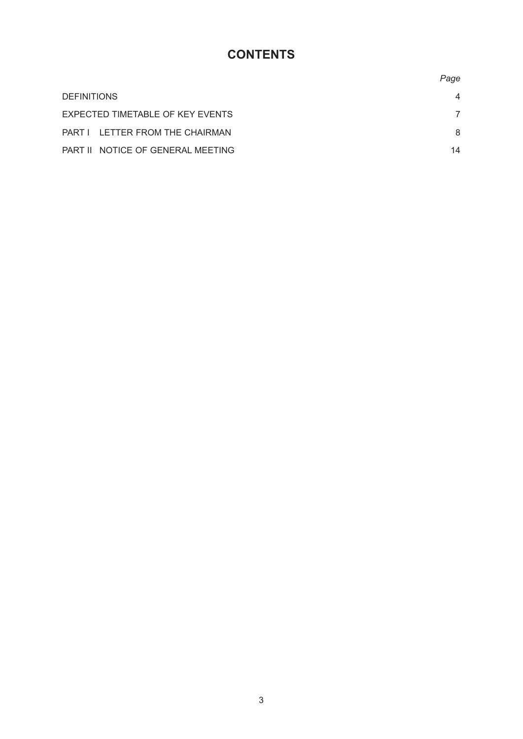# CONTENTS

| | *Page* |
|---|---|
| DEFINITIONS | 4 |
| EXPECTED TIMETABLE OF KEY EVENTS | 7 |
| PART I LETTER FROM THE CHAIRMAN | 8 |
| PART II NOTICE OF GENERAL MEETING | 14 |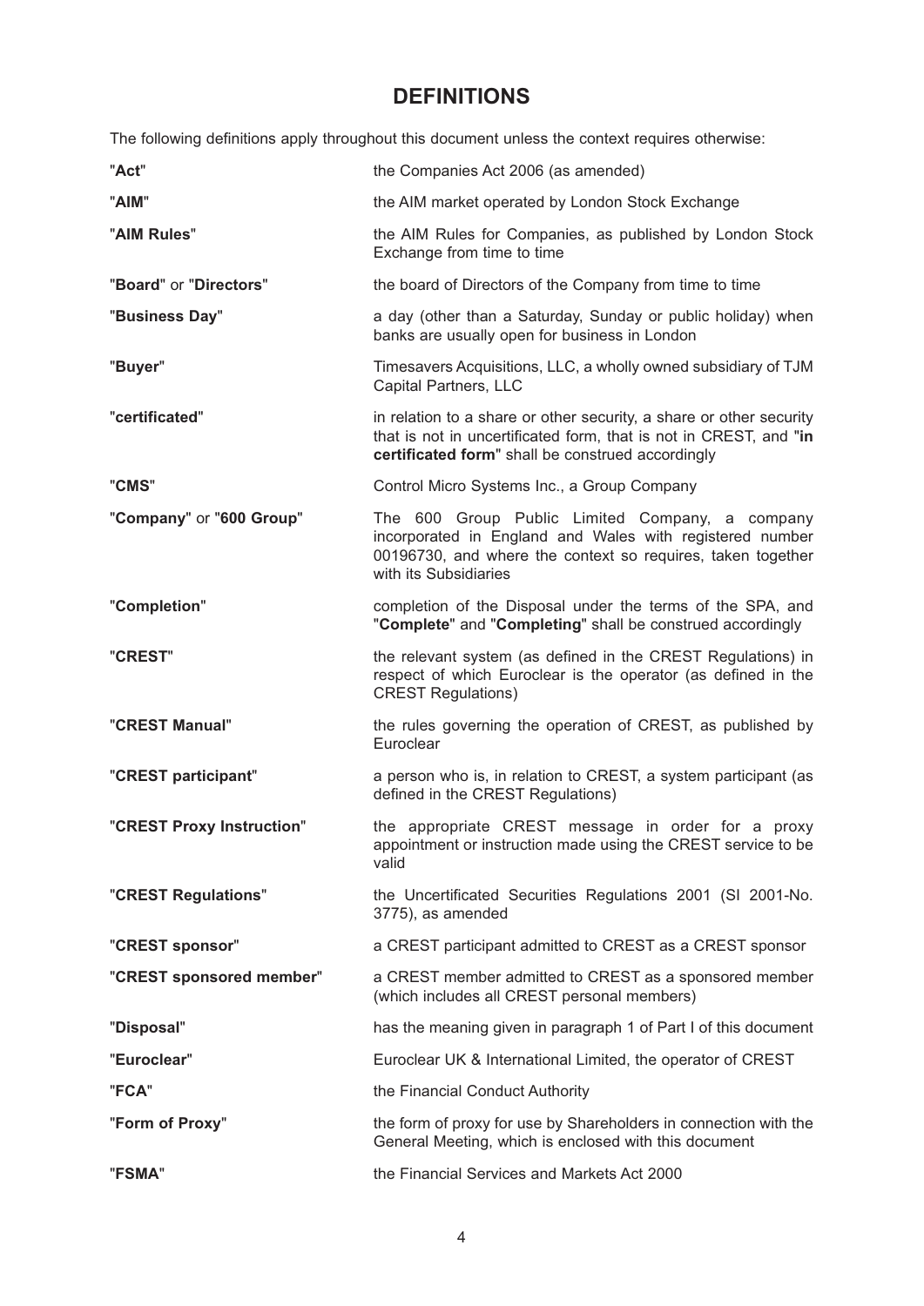# DEFINITIONS

The following definitions apply throughout this document unless the context requires otherwise:

| | |
|---|---|
| "**Act**" | the Companies Act 2006 (as amended) |
| "**AIM**" | the AIM market operated by London Stock Exchange |
| "**AIM Rules**" | the AIM Rules for Companies, as published by London Stock Exchange from time to time |
| "**Board**" or "**Directors**" | the board of Directors of the Company from time to time |
| "**Business Day**" | a day (other than a Saturday, Sunday or public holiday) when banks are usually open for business in London |
| "**Buyer**" | Timesavers Acquisitions, LLC, a wholly owned subsidiary of TJM Capital Partners, LLC |
| "**certificated**" | in relation to a share or other security, a share or other security that is not in uncertificated form, that is not in CREST, and "**in certificated form**" shall be construed accordingly |
| "**CMS**" | Control Micro Systems Inc., a Group Company |
| "**Company**" or "**600 Group**" | The 600 Group Public Limited Company, a company incorporated in England and Wales with registered number 00196730, and where the context so requires, taken together with its Subsidiaries |
| "**Completion**" | completion of the Disposal under the terms of the SPA, and "**Complete**" and "**Completing**" shall be construed accordingly |
| "**CREST**" | the relevant system (as defined in the CREST Regulations) in respect of which Euroclear is the operator (as defined in the CREST Regulations) |
| "**CREST Manual**" | the rules governing the operation of CREST, as published by Euroclear |
| "**CREST participant**" | a person who is, in relation to CREST, a system participant (as defined in the CREST Regulations) |
| "**CREST Proxy Instruction**" | the appropriate CREST message in order for a proxy appointment or instruction made using the CREST service to be valid |
| "**CREST Regulations**" | the Uncertificated Securities Regulations 2001 (SI 2001-No. 3775), as amended |
| "**CREST sponsor**" | a CREST participant admitted to CREST as a CREST sponsor |
| "**CREST sponsored member**" | a CREST member admitted to CREST as a sponsored member (which includes all CREST personal members) |
| "**Disposal**" | has the meaning given in paragraph 1 of Part I of this document |
| "**Euroclear**" | Euroclear UK & International Limited, the operator of CREST |
| "**FCA**" | the Financial Conduct Authority |
| "**Form of Proxy**" | the form of proxy for use by Shareholders in connection with the General Meeting, which is enclosed with this document |
| "**FSMA**" | the Financial Services and Markets Act 2000 |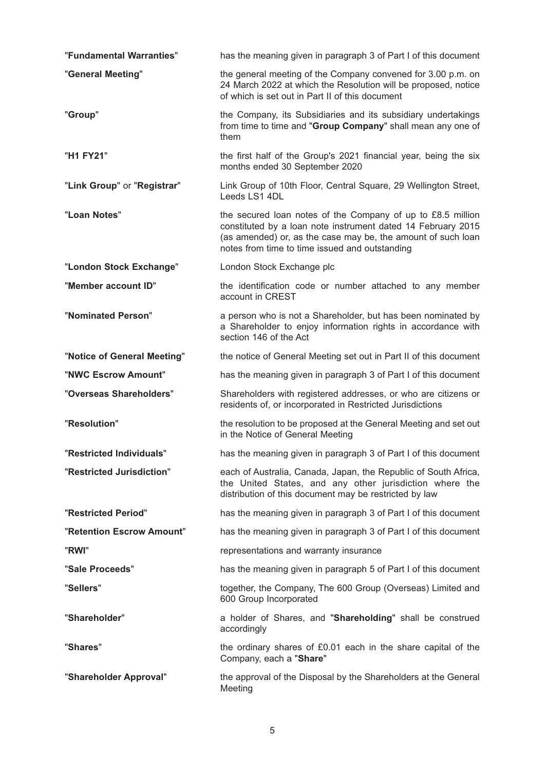| | |
|---|---|
| "**Fundamental Warranties**" | has the meaning given in paragraph 3 of Part I of this document |
| "**General Meeting**" | the general meeting of the Company convened for 3.00 p.m. on 24 March 2022 at which the Resolution will be proposed, notice of which is set out in Part II of this document |
| "**Group**" | the Company, its Subsidiaries and its subsidiary undertakings from time to time and "**Group Company**" shall mean any one of them |
| "**H1 FY21**" | the first half of the Group's 2021 financial year, being the six months ended 30 September 2020 |
| "**Link Group**" or "**Registrar**" | Link Group of 10th Floor, Central Square, 29 Wellington Street, Leeds LS1 4DL |
| "**Loan Notes**" | the secured loan notes of the Company of up to £8.5 million constituted by a loan note instrument dated 14 February 2015 (as amended) or, as the case may be, the amount of such loan notes from time to time issued and outstanding |
| "**London Stock Exchange**" | London Stock Exchange plc |
| "**Member account ID**" | the identification code or number attached to any member account in CREST |
| "**Nominated Person**" | a person who is not a Shareholder, but has been nominated by a Shareholder to enjoy information rights in accordance with section 146 of the Act |
| "**Notice of General Meeting**" | the notice of General Meeting set out in Part II of this document |
| "**NWC Escrow Amount**" | has the meaning given in paragraph 3 of Part I of this document |
| "**Overseas Shareholders**" | Shareholders with registered addresses, or who are citizens or residents of, or incorporated in Restricted Jurisdictions |
| "**Resolution**" | the resolution to be proposed at the General Meeting and set out in the Notice of General Meeting |
| "**Restricted Individuals**" | has the meaning given in paragraph 3 of Part I of this document |
| "**Restricted Jurisdiction**" | each of Australia, Canada, Japan, the Republic of South Africa, the United States, and any other jurisdiction where the distribution of this document may be restricted by law |
| "**Restricted Period**" | has the meaning given in paragraph 3 of Part I of this document |
| "**Retention Escrow Amount**" | has the meaning given in paragraph 3 of Part I of this document |
| "**RWI**" | representations and warranty insurance |
| "**Sale Proceeds**" | has the meaning given in paragraph 5 of Part I of this document |
| "**Sellers**" | together, the Company, The 600 Group (Overseas) Limited and 600 Group Incorporated |
| "**Shareholder**" | a holder of Shares, and "**Shareholding**" shall be construed accordingly |
| "**Shares**" | the ordinary shares of £0.01 each in the share capital of the Company, each a "**Share**" |
| "**Shareholder Approval**" | the approval of the Disposal by the Shareholders at the General Meeting |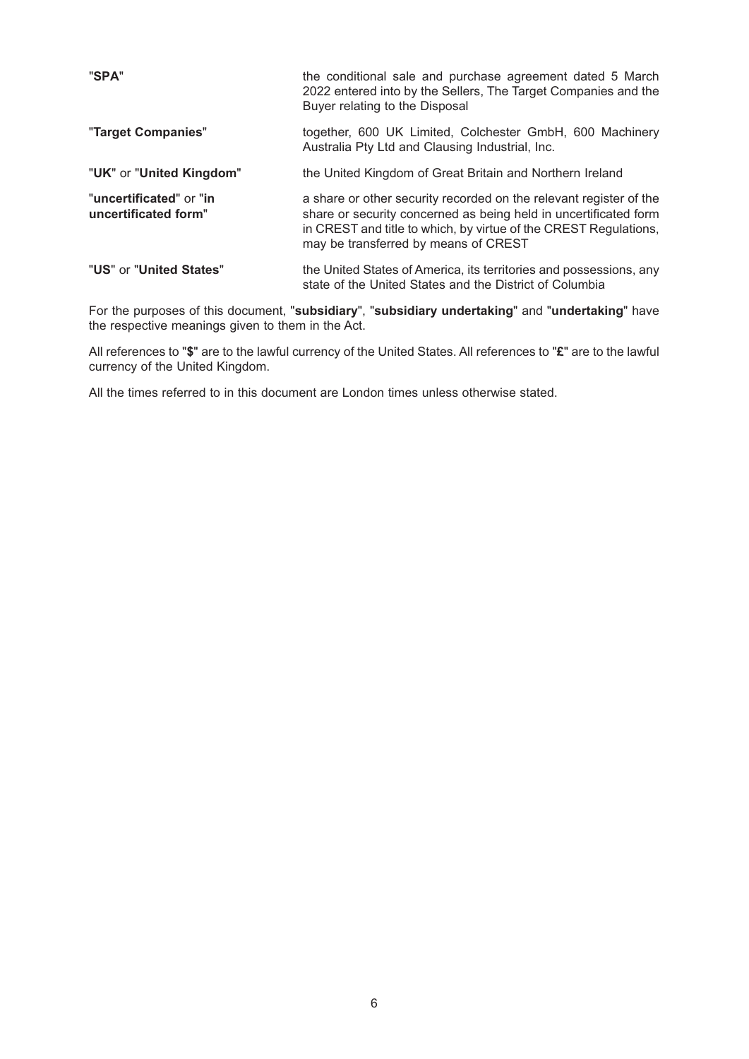| | |
|---|---|
| "**SPA**" | the conditional sale and purchase agreement dated 5 March 2022 entered into by the Sellers, The Target Companies and the Buyer relating to the Disposal |
| "**Target Companies**" | together, 600 UK Limited, Colchester GmbH, 600 Machinery Australia Pty Ltd and Clausing Industrial, Inc. |
| "**UK**" or "**United Kingdom**" | the United Kingdom of Great Britain and Northern Ireland |
| "**uncertificated**" or "**in uncertificated form**" | a share or other security recorded on the relevant register of the share or security concerned as being held in uncertificated form in CREST and title to which, by virtue of the CREST Regulations, may be transferred by means of CREST |
| "**US**" or "**United States**" | the United States of America, its territories and possessions, any state of the United States and the District of Columbia |

For the purposes of this document, "**subsidiary**", "**subsidiary undertaking**" and "**undertaking**" have the respective meanings given to them in the Act.

All references to "**$**" are to the lawful currency of the United States. All references to "**£**" are to the lawful currency of the United Kingdom.

All the times referred to in this document are London times unless otherwise stated.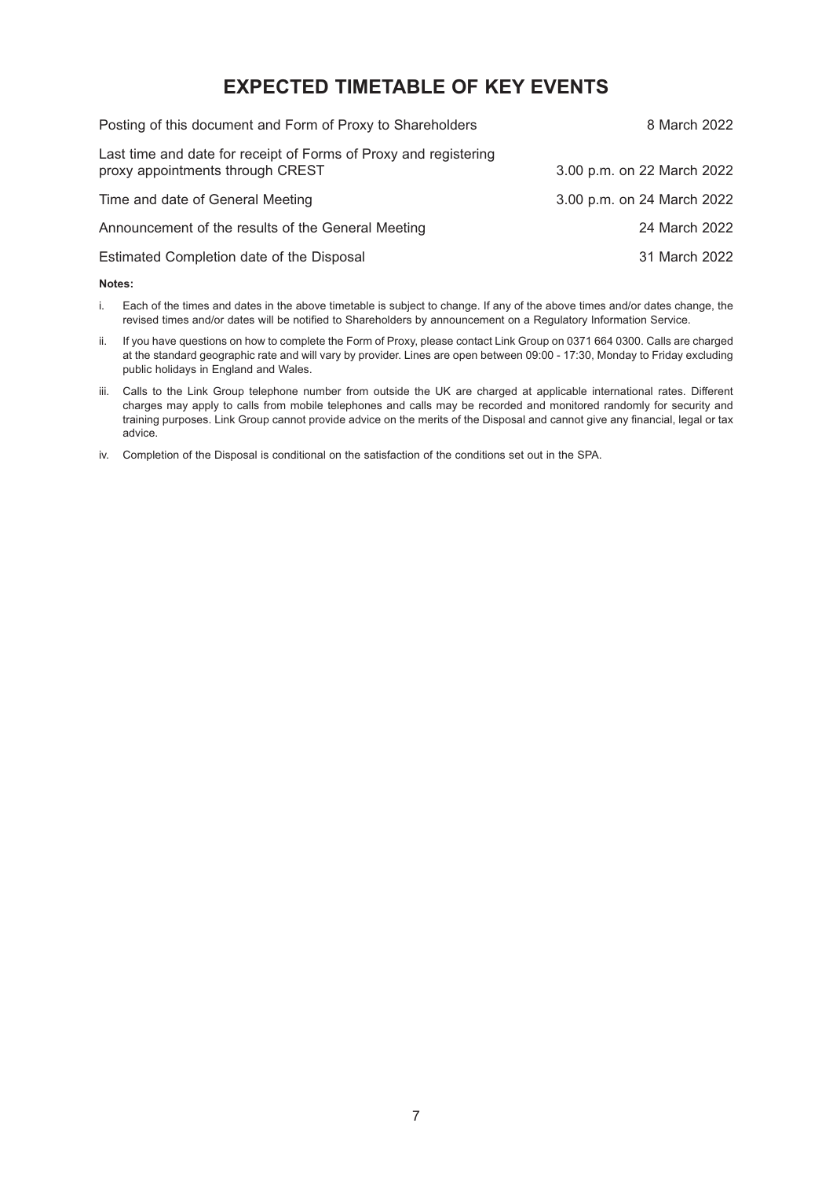# EXPECTED TIMETABLE OF KEY EVENTS

| | |
|---|---|
| Posting of this document and Form of Proxy to Shareholders | 8 March 2022 |
| Last time and date for receipt of Forms of Proxy and registering proxy appointments through CREST | 3.00 p.m. on 22 March 2022 |
| Time and date of General Meeting | 3.00 p.m. on 24 March 2022 |
| Announcement of the results of the General Meeting | 24 March 2022 |
| Estimated Completion date of the Disposal | 31 March 2022 |

**Notes:**

i. Each of the times and dates in the above timetable is subject to change. If any of the above times and/or dates change, the revised times and/or dates will be notified to Shareholders by announcement on a Regulatory Information Service.

ii. If you have questions on how to complete the Form of Proxy, please contact Link Group on 0371 664 0300. Calls are charged at the standard geographic rate and will vary by provider. Lines are open between 09:00 - 17:30, Monday to Friday excluding public holidays in England and Wales.

iii. Calls to the Link Group telephone number from outside the UK are charged at applicable international rates. Different charges may apply to calls from mobile telephones and calls may be recorded and monitored randomly for security and training purposes. Link Group cannot provide advice on the merits of the Disposal and cannot give any financial, legal or tax advice.

iv. Completion of the Disposal is conditional on the satisfaction of the conditions set out in the SPA.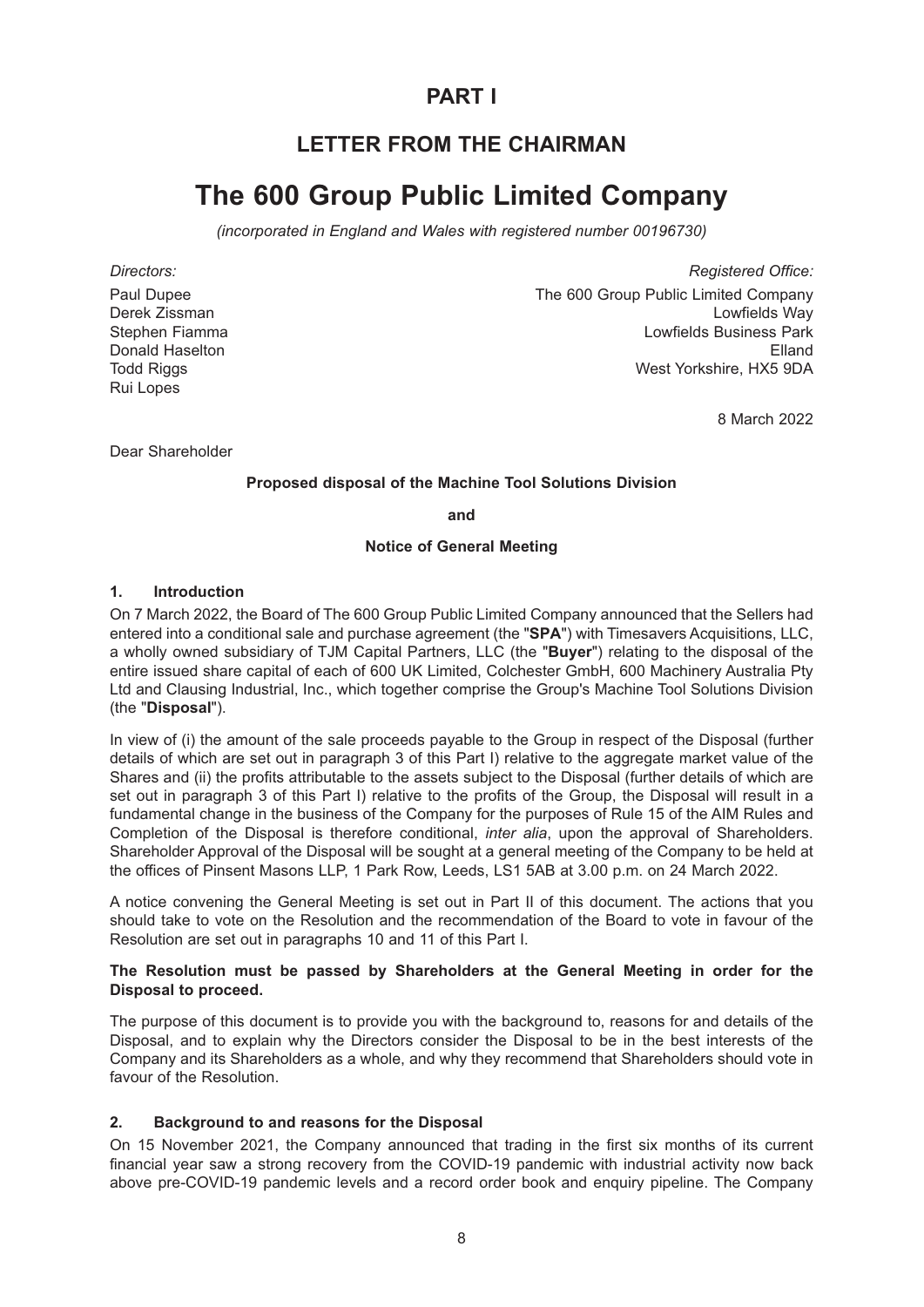# PART I

## LETTER FROM THE CHAIRMAN

# The 600 Group Public Limited Company

*(incorporated in England and Wales with registered number 00196730)*

*Directors:*

Paul Dupee
Derek Zissman
Stephen Fiamma
Donald Haselton
Todd Riggs
Rui Lopes

*Registered Office:*

The 600 Group Public Limited Company
Lowfields Way
Lowfields Business Park
Elland
West Yorkshire, HX5 9DA

8 March 2022

Dear Shareholder

**Proposed disposal of the Machine Tool Solutions Division**

**and**

**Notice of General Meeting**

### 1. Introduction

On 7 March 2022, the Board of The 600 Group Public Limited Company announced that the Sellers had entered into a conditional sale and purchase agreement (the "**SPA**") with Timesavers Acquisitions, LLC, a wholly owned subsidiary of TJM Capital Partners, LLC (the "**Buyer**") relating to the disposal of the entire issued share capital of each of 600 UK Limited, Colchester GmbH, 600 Machinery Australia Pty Ltd and Clausing Industrial, Inc., which together comprise the Group's Machine Tool Solutions Division (the "**Disposal**").

In view of (i) the amount of the sale proceeds payable to the Group in respect of the Disposal (further details of which are set out in paragraph 3 of this Part I) relative to the aggregate market value of the Shares and (ii) the profits attributable to the assets subject to the Disposal (further details of which are set out in paragraph 3 of this Part I) relative to the profits of the Group, the Disposal will result in a fundamental change in the business of the Company for the purposes of Rule 15 of the AIM Rules and Completion of the Disposal is therefore conditional, *inter alia*, upon the approval of Shareholders. Shareholder Approval of the Disposal will be sought at a general meeting of the Company to be held at the offices of Pinsent Masons LLP, 1 Park Row, Leeds, LS1 5AB at 3.00 p.m. on 24 March 2022.

A notice convening the General Meeting is set out in Part II of this document. The actions that you should take to vote on the Resolution and the recommendation of the Board to vote in favour of the Resolution are set out in paragraphs 10 and 11 of this Part I.

**The Resolution must be passed by Shareholders at the General Meeting in order for the Disposal to proceed.**

The purpose of this document is to provide you with the background to, reasons for and details of the Disposal, and to explain why the Directors consider the Disposal to be in the best interests of the Company and its Shareholders as a whole, and why they recommend that Shareholders should vote in favour of the Resolution.

### 2. Background to and reasons for the Disposal

On 15 November 2021, the Company announced that trading in the first six months of its current financial year saw a strong recovery from the COVID-19 pandemic with industrial activity now back above pre-COVID-19 pandemic levels and a record order book and enquiry pipeline. The Company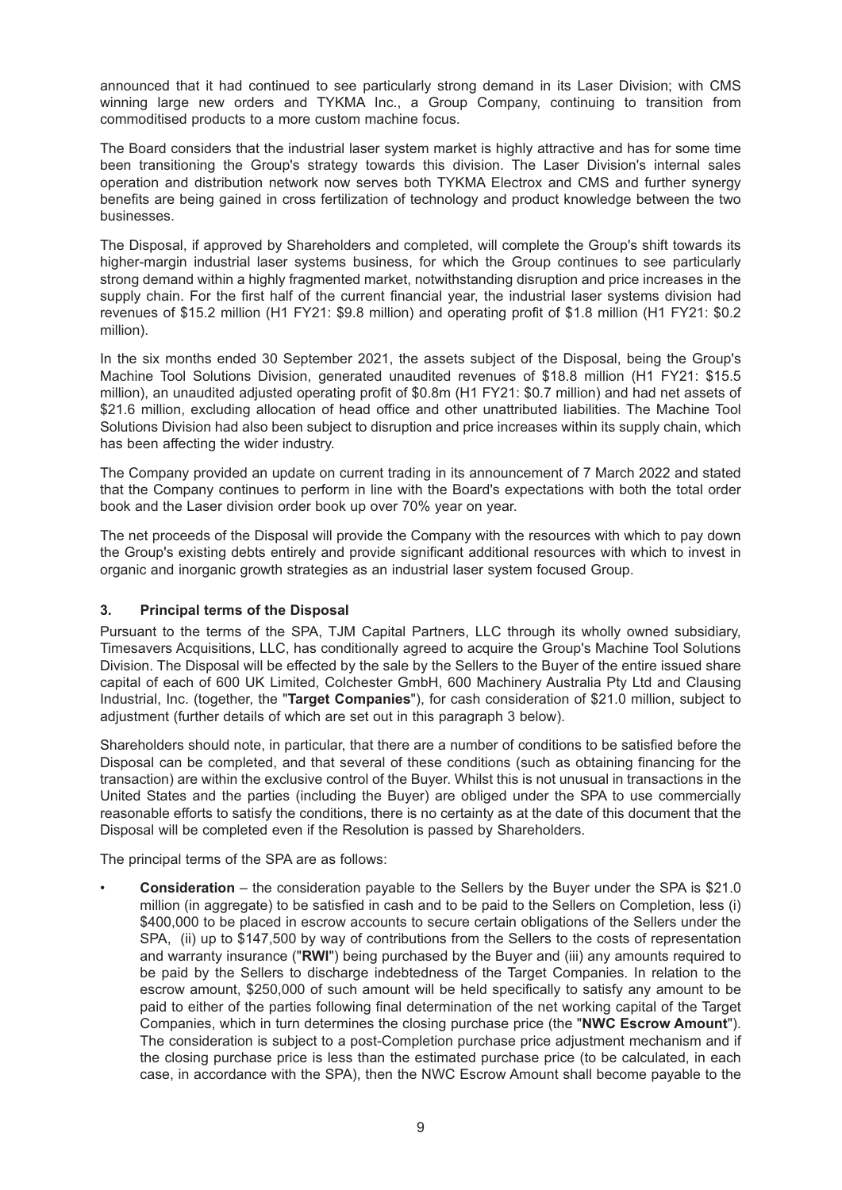announced that it had continued to see particularly strong demand in its Laser Division; with CMS winning large new orders and TYKMA Inc., a Group Company, continuing to transition from commoditised products to a more custom machine focus.

The Board considers that the industrial laser system market is highly attractive and has for some time been transitioning the Group's strategy towards this division. The Laser Division's internal sales operation and distribution network now serves both TYKMA Electrox and CMS and further synergy benefits are being gained in cross fertilization of technology and product knowledge between the two businesses.

The Disposal, if approved by Shareholders and completed, will complete the Group's shift towards its higher-margin industrial laser systems business, for which the Group continues to see particularly strong demand within a highly fragmented market, notwithstanding disruption and price increases in the supply chain. For the first half of the current financial year, the industrial laser systems division had revenues of $15.2 million (H1 FY21: $9.8 million) and operating profit of $1.8 million (H1 FY21: $0.2 million).

In the six months ended 30 September 2021, the assets subject of the Disposal, being the Group's Machine Tool Solutions Division, generated unaudited revenues of $18.8 million (H1 FY21: $15.5 million), an unaudited adjusted operating profit of $0.8m (H1 FY21: $0.7 million) and had net assets of $21.6 million, excluding allocation of head office and other unattributed liabilities. The Machine Tool Solutions Division had also been subject to disruption and price increases within its supply chain, which has been affecting the wider industry.

The Company provided an update on current trading in its announcement of 7 March 2022 and stated that the Company continues to perform in line with the Board's expectations with both the total order book and the Laser division order book up over 70% year on year.

The net proceeds of the Disposal will provide the Company with the resources with which to pay down the Group's existing debts entirely and provide significant additional resources with which to invest in organic and inorganic growth strategies as an industrial laser system focused Group.

## 3. Principal terms of the Disposal

Pursuant to the terms of the SPA, TJM Capital Partners, LLC through its wholly owned subsidiary, Timesavers Acquisitions, LLC, has conditionally agreed to acquire the Group's Machine Tool Solutions Division. The Disposal will be effected by the sale by the Sellers to the Buyer of the entire issued share capital of each of 600 UK Limited, Colchester GmbH, 600 Machinery Australia Pty Ltd and Clausing Industrial, Inc. (together, the "**Target Companies**"), for cash consideration of $21.0 million, subject to adjustment (further details of which are set out in this paragraph 3 below).

Shareholders should note, in particular, that there are a number of conditions to be satisfied before the Disposal can be completed, and that several of these conditions (such as obtaining financing for the transaction) are within the exclusive control of the Buyer. Whilst this is not unusual in transactions in the United States and the parties (including the Buyer) are obliged under the SPA to use commercially reasonable efforts to satisfy the conditions, there is no certainty as at the date of this document that the Disposal will be completed even if the Resolution is passed by Shareholders.

The principal terms of the SPA are as follows:

- **Consideration** – the consideration payable to the Sellers by the Buyer under the SPA is $21.0 million (in aggregate) to be satisfied in cash and to be paid to the Sellers on Completion, less (i) $400,000 to be placed in escrow accounts to secure certain obligations of the Sellers under the SPA, (ii) up to $147,500 by way of contributions from the Sellers to the costs of representation and warranty insurance ("**RWI**") being purchased by the Buyer and (iii) any amounts required to be paid by the Sellers to discharge indebtedness of the Target Companies. In relation to the escrow amount, $250,000 of such amount will be held specifically to satisfy any amount to be paid to either of the parties following final determination of the net working capital of the Target Companies, which in turn determines the closing purchase price (the "**NWC Escrow Amount**"). The consideration is subject to a post-Completion purchase price adjustment mechanism and if the closing purchase price is less than the estimated purchase price (to be calculated, in each case, in accordance with the SPA), then the NWC Escrow Amount shall become payable to the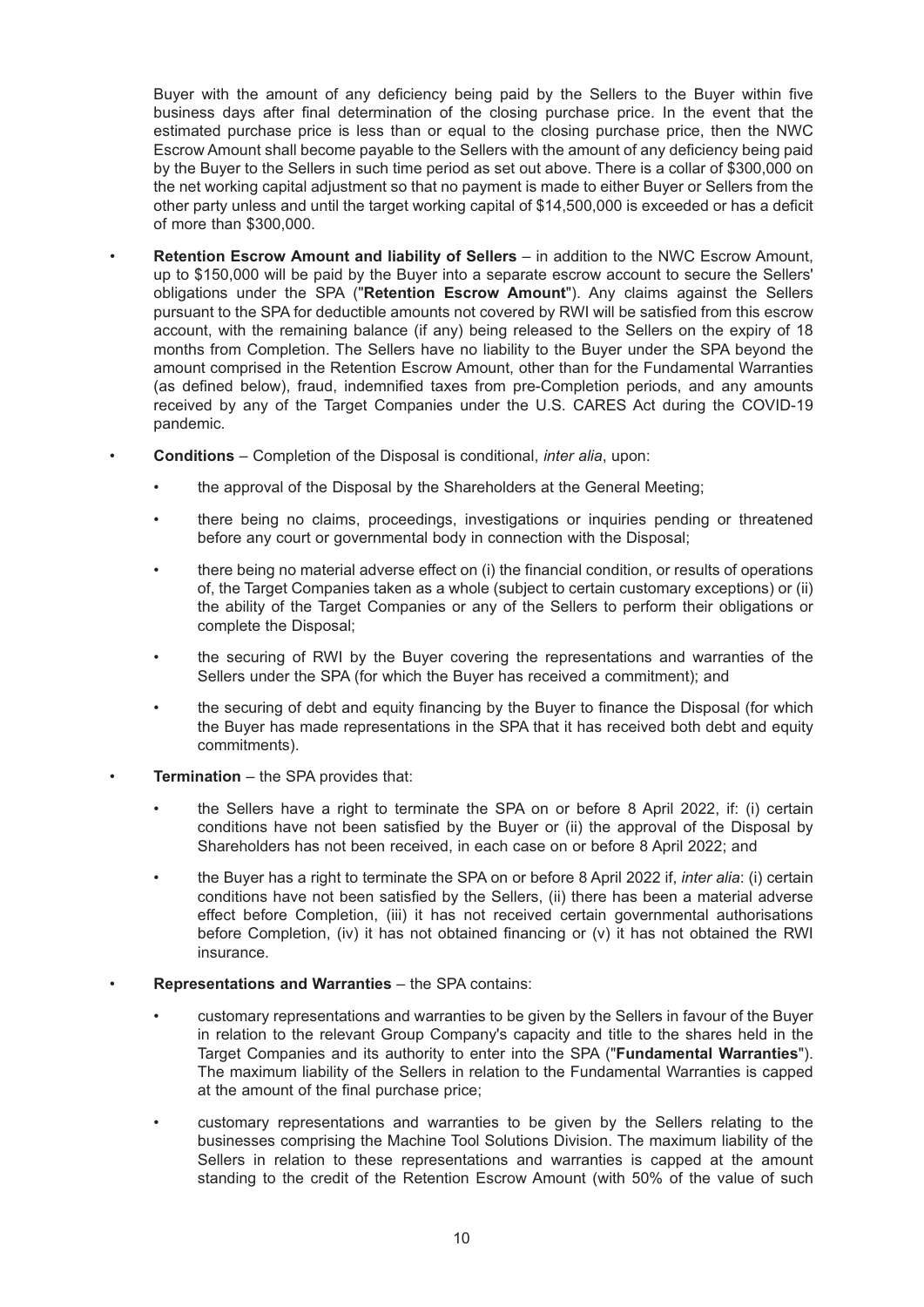Buyer with the amount of any deficiency being paid by the Sellers to the Buyer within five business days after final determination of the closing purchase price. In the event that the estimated purchase price is less than or equal to the closing purchase price, then the NWC Escrow Amount shall become payable to the Sellers with the amount of any deficiency being paid by the Buyer to the Sellers in such time period as set out above. There is a collar of $300,000 on the net working capital adjustment so that no payment is made to either Buyer or Sellers from the other party unless and until the target working capital of $14,500,000 is exceeded or has a deficit of more than $300,000.

- **Retention Escrow Amount and liability of Sellers** – in addition to the NWC Escrow Amount, up to $150,000 will be paid by the Buyer into a separate escrow account to secure the Sellers' obligations under the SPA ("**Retention Escrow Amount**"). Any claims against the Sellers pursuant to the SPA for deductible amounts not covered by RWI will be satisfied from this escrow account, with the remaining balance (if any) being released to the Sellers on the expiry of 18 months from Completion. The Sellers have no liability to the Buyer under the SPA beyond the amount comprised in the Retention Escrow Amount, other than for the Fundamental Warranties (as defined below), fraud, indemnified taxes from pre-Completion periods, and any amounts received by any of the Target Companies under the U.S. CARES Act during the COVID-19 pandemic.

- **Conditions** – Completion of the Disposal is conditional, *inter alia*, upon:
  - the approval of the Disposal by the Shareholders at the General Meeting;
  - there being no claims, proceedings, investigations or inquiries pending or threatened before any court or governmental body in connection with the Disposal;
  - there being no material adverse effect on (i) the financial condition, or results of operations of, the Target Companies taken as a whole (subject to certain customary exceptions) or (ii) the ability of the Target Companies or any of the Sellers to perform their obligations or complete the Disposal;
  - the securing of RWI by the Buyer covering the representations and warranties of the Sellers under the SPA (for which the Buyer has received a commitment); and
  - the securing of debt and equity financing by the Buyer to finance the Disposal (for which the Buyer has made representations in the SPA that it has received both debt and equity commitments).

- **Termination** – the SPA provides that:
  - the Sellers have a right to terminate the SPA on or before 8 April 2022, if: (i) certain conditions have not been satisfied by the Buyer or (ii) the approval of the Disposal by Shareholders has not been received, in each case on or before 8 April 2022; and
  - the Buyer has a right to terminate the SPA on or before 8 April 2022 if, *inter alia*: (i) certain conditions have not been satisfied by the Sellers, (ii) there has been a material adverse effect before Completion, (iii) it has not received certain governmental authorisations before Completion, (iv) it has not obtained financing or (v) it has not obtained the RWI insurance.

- **Representations and Warranties** – the SPA contains:
  - customary representations and warranties to be given by the Sellers in favour of the Buyer in relation to the relevant Group Company's capacity and title to the shares held in the Target Companies and its authority to enter into the SPA ("**Fundamental Warranties**"). The maximum liability of the Sellers in relation to the Fundamental Warranties is capped at the amount of the final purchase price;
  - customary representations and warranties to be given by the Sellers relating to the businesses comprising the Machine Tool Solutions Division. The maximum liability of the Sellers in relation to these representations and warranties is capped at the amount standing to the credit of the Retention Escrow Amount (with 50% of the value of such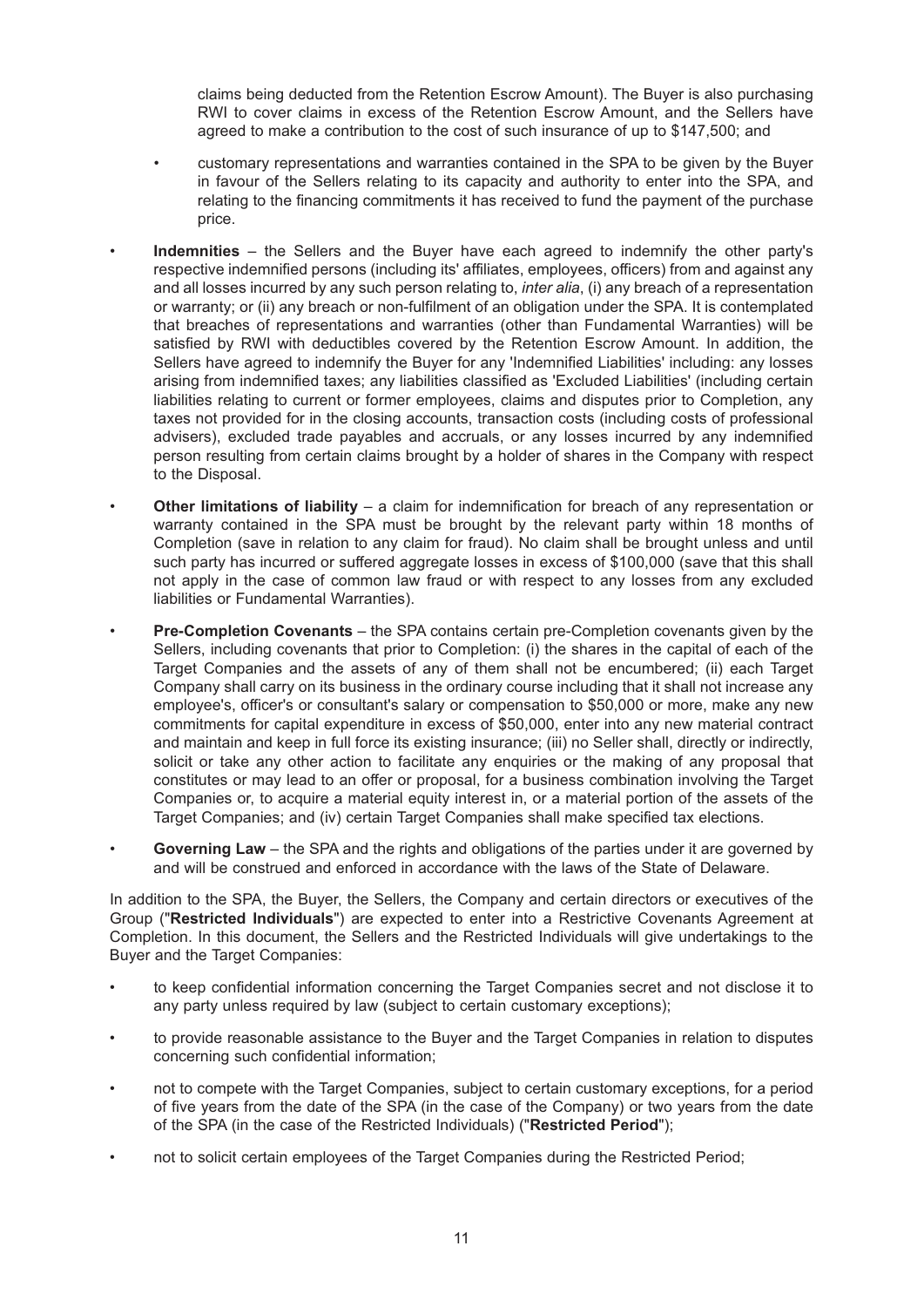claims being deducted from the Retention Escrow Amount). The Buyer is also purchasing RWI to cover claims in excess of the Retention Escrow Amount, and the Sellers have agreed to make a contribution to the cost of such insurance of up to $147,500; and

  - customary representations and warranties contained in the SPA to be given by the Buyer in favour of the Sellers relating to its capacity and authority to enter into the SPA, and relating to the financing commitments it has received to fund the payment of the purchase price.

- **Indemnities** – the Sellers and the Buyer have each agreed to indemnify the other party's respective indemnified persons (including its' affiliates, employees, officers) from and against any and all losses incurred by any such person relating to, *inter alia*, (i) any breach of a representation or warranty; or (ii) any breach or non-fulfilment of an obligation under the SPA. It is contemplated that breaches of representations and warranties (other than Fundamental Warranties) will be satisfied by RWI with deductibles covered by the Retention Escrow Amount. In addition, the Sellers have agreed to indemnify the Buyer for any 'Indemnified Liabilities' including: any losses arising from indemnified taxes; any liabilities classified as 'Excluded Liabilities' (including certain liabilities relating to current or former employees, claims and disputes prior to Completion, any taxes not provided for in the closing accounts, transaction costs (including costs of professional advisers), excluded trade payables and accruals, or any losses incurred by any indemnified person resulting from certain claims brought by a holder of shares in the Company with respect to the Disposal.

- **Other limitations of liability** – a claim for indemnification for breach of any representation or warranty contained in the SPA must be brought by the relevant party within 18 months of Completion (save in relation to any claim for fraud). No claim shall be brought unless and until such party has incurred or suffered aggregate losses in excess of $100,000 (save that this shall not apply in the case of common law fraud or with respect to any losses from any excluded liabilities or Fundamental Warranties).

- **Pre-Completion Covenants** – the SPA contains certain pre-Completion covenants given by the Sellers, including covenants that prior to Completion: (i) the shares in the capital of each of the Target Companies and the assets of any of them shall not be encumbered; (ii) each Target Company shall carry on its business in the ordinary course including that it shall not increase any employee's, officer's or consultant's salary or compensation to $50,000 or more, make any new commitments for capital expenditure in excess of $50,000, enter into any new material contract and maintain and keep in full force its existing insurance; (iii) no Seller shall, directly or indirectly, solicit or take any other action to facilitate any enquiries or the making of any proposal that constitutes or may lead to an offer or proposal, for a business combination involving the Target Companies or, to acquire a material equity interest in, or a material portion of the assets of the Target Companies; and (iv) certain Target Companies shall make specified tax elections.

- **Governing Law** – the SPA and the rights and obligations of the parties under it are governed by and will be construed and enforced in accordance with the laws of the State of Delaware.

In addition to the SPA, the Buyer, the Sellers, the Company and certain directors or executives of the Group ("**Restricted Individuals**") are expected to enter into a Restrictive Covenants Agreement at Completion. In this document, the Sellers and the Restricted Individuals will give undertakings to the Buyer and the Target Companies:

- to keep confidential information concerning the Target Companies secret and not disclose it to any party unless required by law (subject to certain customary exceptions);

- to provide reasonable assistance to the Buyer and the Target Companies in relation to disputes concerning such confidential information;

- not to compete with the Target Companies, subject to certain customary exceptions, for a period of five years from the date of the SPA (in the case of the Company) or two years from the date of the SPA (in the case of the Restricted Individuals) ("**Restricted Period**");

- not to solicit certain employees of the Target Companies during the Restricted Period;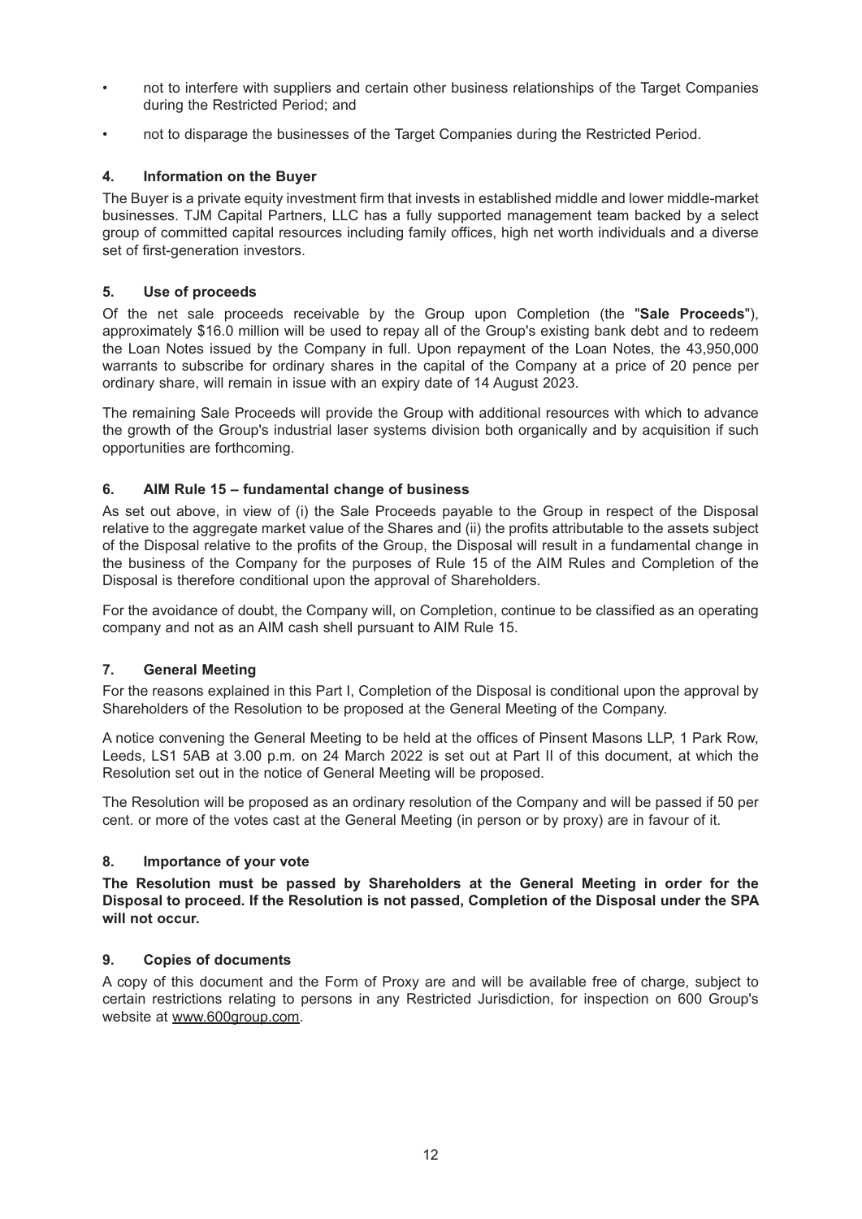- not to interfere with suppliers and certain other business relationships of the Target Companies during the Restricted Period; and
- not to disparage the businesses of the Target Companies during the Restricted Period.

## 4. Information on the Buyer

The Buyer is a private equity investment firm that invests in established middle and lower middle-market businesses. TJM Capital Partners, LLC has a fully supported management team backed by a select group of committed capital resources including family offices, high net worth individuals and a diverse set of first-generation investors.

## 5. Use of proceeds

Of the net sale proceeds receivable by the Group upon Completion (the "**Sale Proceeds**"), approximately $16.0 million will be used to repay all of the Group's existing bank debt and to redeem the Loan Notes issued by the Company in full. Upon repayment of the Loan Notes, the 43,950,000 warrants to subscribe for ordinary shares in the capital of the Company at a price of 20 pence per ordinary share, will remain in issue with an expiry date of 14 August 2023.

The remaining Sale Proceeds will provide the Group with additional resources with which to advance the growth of the Group's industrial laser systems division both organically and by acquisition if such opportunities are forthcoming.

## 6. AIM Rule 15 – fundamental change of business

As set out above, in view of (i) the Sale Proceeds payable to the Group in respect of the Disposal relative to the aggregate market value of the Shares and (ii) the profits attributable to the assets subject of the Disposal relative to the profits of the Group, the Disposal will result in a fundamental change in the business of the Company for the purposes of Rule 15 of the AIM Rules and Completion of the Disposal is therefore conditional upon the approval of Shareholders.

For the avoidance of doubt, the Company will, on Completion, continue to be classified as an operating company and not as an AIM cash shell pursuant to AIM Rule 15.

## 7. General Meeting

For the reasons explained in this Part I, Completion of the Disposal is conditional upon the approval by Shareholders of the Resolution to be proposed at the General Meeting of the Company.

A notice convening the General Meeting to be held at the offices of Pinsent Masons LLP, 1 Park Row, Leeds, LS1 5AB at 3.00 p.m. on 24 March 2022 is set out at Part II of this document, at which the Resolution set out in the notice of General Meeting will be proposed.

The Resolution will be proposed as an ordinary resolution of the Company and will be passed if 50 per cent. or more of the votes cast at the General Meeting (in person or by proxy) are in favour of it.

## 8. Importance of your vote

**The Resolution must be passed by Shareholders at the General Meeting in order for the Disposal to proceed. If the Resolution is not passed, Completion of the Disposal under the SPA will not occur.**

## 9. Copies of documents

A copy of this document and the Form of Proxy are and will be available free of charge, subject to certain restrictions relating to persons in any Restricted Jurisdiction, for inspection on 600 Group's website at www.600group.com.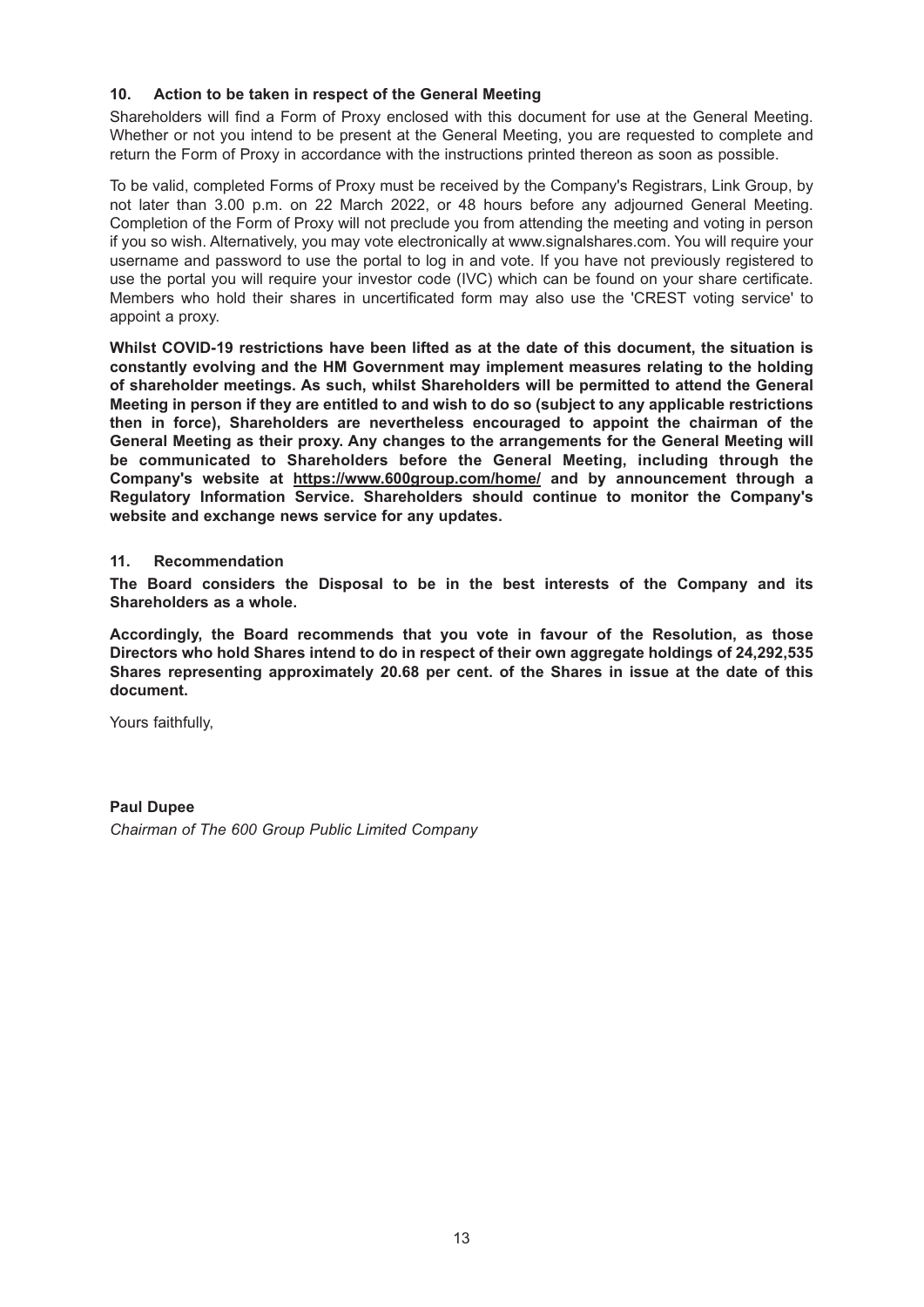### 10. Action to be taken in respect of the General Meeting

Shareholders will find a Form of Proxy enclosed with this document for use at the General Meeting. Whether or not you intend to be present at the General Meeting, you are requested to complete and return the Form of Proxy in accordance with the instructions printed thereon as soon as possible.

To be valid, completed Forms of Proxy must be received by the Company's Registrars, Link Group, by not later than 3.00 p.m. on 22 March 2022, or 48 hours before any adjourned General Meeting. Completion of the Form of Proxy will not preclude you from attending the meeting and voting in person if you so wish. Alternatively, you may vote electronically at www.signalshares.com. You will require your username and password to use the portal to log in and vote. If you have not previously registered to use the portal you will require your investor code (IVC) which can be found on your share certificate. Members who hold their shares in uncertificated form may also use the 'CREST voting service' to appoint a proxy.

**Whilst COVID-19 restrictions have been lifted as at the date of this document, the situation is constantly evolving and the HM Government may implement measures relating to the holding of shareholder meetings. As such, whilst Shareholders will be permitted to attend the General Meeting in person if they are entitled to and wish to do so (subject to any applicable restrictions then in force), Shareholders are nevertheless encouraged to appoint the chairman of the General Meeting as their proxy. Any changes to the arrangements for the General Meeting will be communicated to Shareholders before the General Meeting, including through the Company's website at https://www.600group.com/home/ and by announcement through a Regulatory Information Service. Shareholders should continue to monitor the Company's website and exchange news service for any updates.**

### 11. Recommendation

**The Board considers the Disposal to be in the best interests of the Company and its Shareholders as a whole.**

**Accordingly, the Board recommends that you vote in favour of the Resolution, as those Directors who hold Shares intend to do in respect of their own aggregate holdings of 24,292,535 Shares representing approximately 20.68 per cent. of the Shares in issue at the date of this document.**

Yours faithfully,

**Paul Dupee**
*Chairman of The 600 Group Public Limited Company*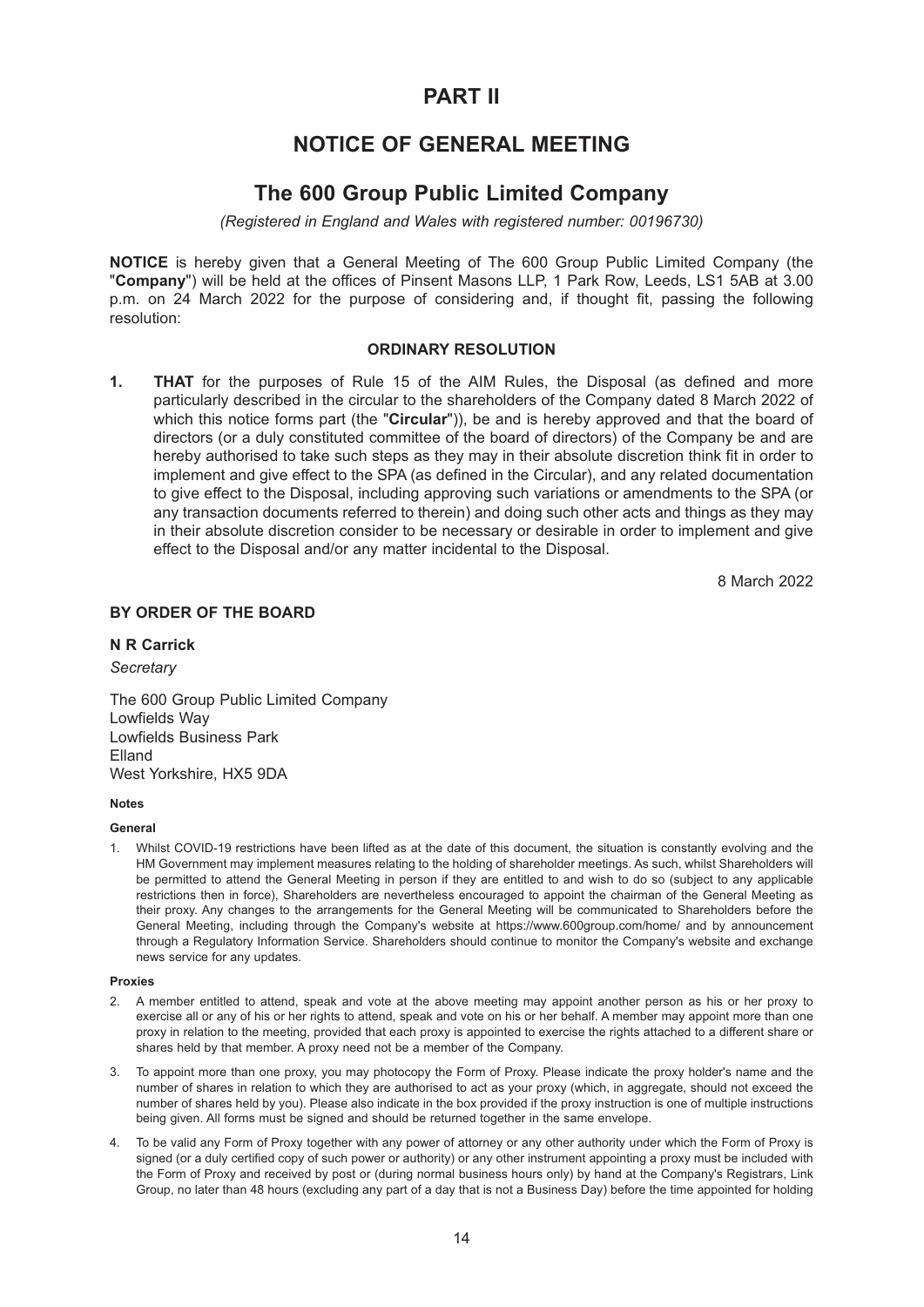# PART II

# NOTICE OF GENERAL MEETING

## The 600 Group Public Limited Company

*(Registered in England and Wales with registered number: 00196730)*

**NOTICE** is hereby given that a General Meeting of The 600 Group Public Limited Company (the "**Company**") will be held at the offices of Pinsent Masons LLP, 1 Park Row, Leeds, LS1 5AB at 3.00 p.m. on 24 March 2022 for the purpose of considering and, if thought fit, passing the following resolution:

### ORDINARY RESOLUTION

1. **THAT** for the purposes of Rule 15 of the AIM Rules, the Disposal (as defined and more particularly described in the circular to the shareholders of the Company dated 8 March 2022 of which this notice forms part (the "**Circular**")), be and is hereby approved and that the board of directors (or a duly constituted committee of the board of directors) of the Company be and are hereby authorised to take such steps as they may in their absolute discretion think fit in order to implement and give effect to the SPA (as defined in the Circular), and any related documentation to give effect to the Disposal, including approving such variations or amendments to the SPA (or any transaction documents referred to therein) and doing such other acts and things as they may in their absolute discretion consider to be necessary or desirable in order to implement and give effect to the Disposal and/or any matter incidental to the Disposal.

8 March 2022

**BY ORDER OF THE BOARD**

**N R Carrick**

*Secretary*

The 600 Group Public Limited Company
Lowfields Way
Lowfields Business Park
Elland
West Yorkshire, HX5 9DA

**Notes**

**General**

1. Whilst COVID-19 restrictions have been lifted as at the date of this document, the situation is constantly evolving and the HM Government may implement measures relating to the holding of shareholder meetings. As such, whilst Shareholders will be permitted to attend the General Meeting in person if they are entitled to and wish to do so (subject to any applicable restrictions then in force), Shareholders are nevertheless encouraged to appoint the chairman of the General Meeting as their proxy. Any changes to the arrangements for the General Meeting will be communicated to Shareholders before the General Meeting, including through the Company's website at https://www.600group.com/home/ and by announcement through a Regulatory Information Service. Shareholders should continue to monitor the Company's website and exchange news service for any updates.

**Proxies**

2. A member entitled to attend, speak and vote at the above meeting may appoint another person as his or her proxy to exercise all or any of his or her rights to attend, speak and vote on his or her behalf. A member may appoint more than one proxy in relation to the meeting, provided that each proxy is appointed to exercise the rights attached to a different share or shares held by that member. A proxy need not be a member of the Company.

3. To appoint more than one proxy, you may photocopy the Form of Proxy. Please indicate the proxy holder's name and the number of shares in relation to which they are authorised to act as your proxy (which, in aggregate, should not exceed the number of shares held by you). Please also indicate in the box provided if the proxy instruction is one of multiple instructions being given. All forms must be signed and should be returned together in the same envelope.

4. To be valid any Form of Proxy together with any power of attorney or any other authority under which the Form of Proxy is signed (or a duly certified copy of such power or authority) or any other instrument appointing a proxy must be included with the Form of Proxy and received by post or (during normal business hours only) by hand at the Company's Registrars, Link Group, no later than 48 hours (excluding any part of a day that is not a Business Day) before the time appointed for holding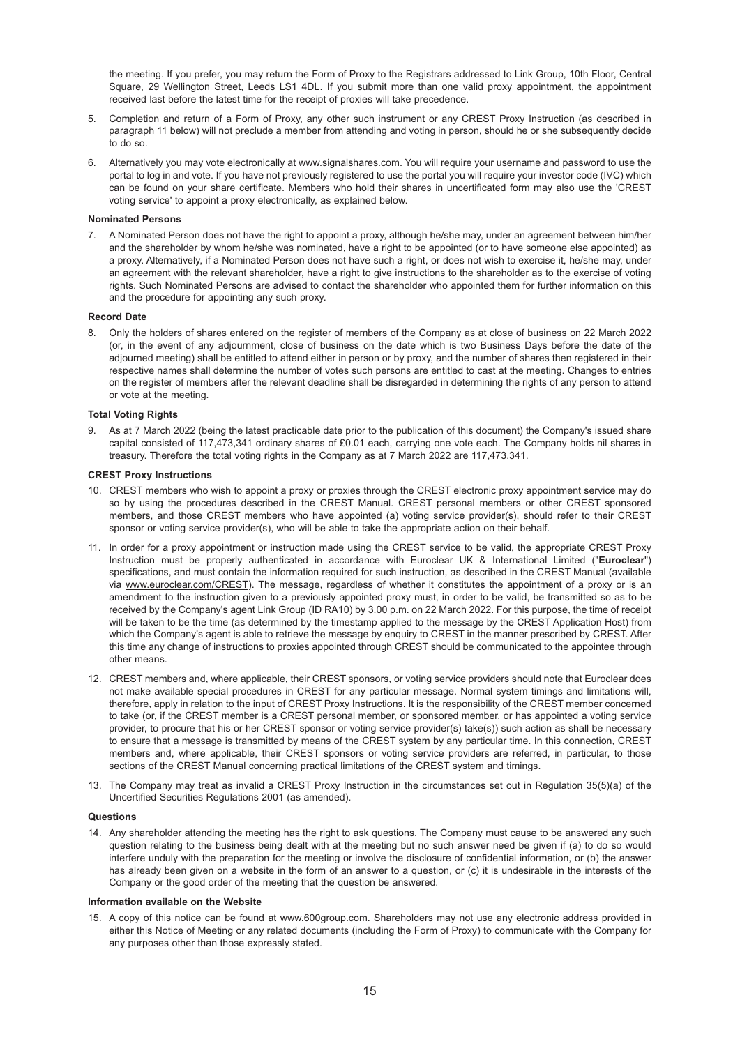the meeting. If you prefer, you may return the Form of Proxy to the Registrars addressed to Link Group, 10th Floor, Central Square, 29 Wellington Street, Leeds LS1 4DL. If you submit more than one valid proxy appointment, the appointment received last before the latest time for the receipt of proxies will take precedence.

5. Completion and return of a Form of Proxy, any other such instrument or any CREST Proxy Instruction (as described in paragraph 11 below) will not preclude a member from attending and voting in person, should he or she subsequently decide to do so.

6. Alternatively you may vote electronically at www.signalshares.com. You will require your username and password to use the portal to log in and vote. If you have not previously registered to use the portal you will require your investor code (IVC) which can be found on your share certificate. Members who hold their shares in uncertificated form may also use the 'CREST voting service' to appoint a proxy electronically, as explained below.

**Nominated Persons**

7. A Nominated Person does not have the right to appoint a proxy, although he/she may, under an agreement between him/her and the shareholder by whom he/she was nominated, have a right to be appointed (or to have someone else appointed) as a proxy. Alternatively, if a Nominated Person does not have such a right, or does not wish to exercise it, he/she may, under an agreement with the relevant shareholder, have a right to give instructions to the shareholder as to the exercise of voting rights. Such Nominated Persons are advised to contact the shareholder who appointed them for further information on this and the procedure for appointing any such proxy.

**Record Date**

8. Only the holders of shares entered on the register of members of the Company as at close of business on 22 March 2022 (or, in the event of any adjournment, close of business on the date which is two Business Days before the date of the adjourned meeting) shall be entitled to attend either in person or by proxy, and the number of shares then registered in their respective names shall determine the number of votes such persons are entitled to cast at the meeting. Changes to entries on the register of members after the relevant deadline shall be disregarded in determining the rights of any person to attend or vote at the meeting.

**Total Voting Rights**

9. As at 7 March 2022 (being the latest practicable date prior to the publication of this document) the Company's issued share capital consisted of 117,473,341 ordinary shares of £0.01 each, carrying one vote each. The Company holds nil shares in treasury. Therefore the total voting rights in the Company as at 7 March 2022 are 117,473,341.

**CREST Proxy Instructions**

10. CREST members who wish to appoint a proxy or proxies through the CREST electronic proxy appointment service may do so by using the procedures described in the CREST Manual. CREST personal members or other CREST sponsored members, and those CREST members who have appointed (a) voting service provider(s), should refer to their CREST sponsor or voting service provider(s), who will be able to take the appropriate action on their behalf.

11. In order for a proxy appointment or instruction made using the CREST service to be valid, the appropriate CREST Proxy Instruction must be properly authenticated in accordance with Euroclear UK & International Limited ("**Euroclear**") specifications, and must contain the information required for such instruction, as described in the CREST Manual (available via www.euroclear.com/CREST). The message, regardless of whether it constitutes the appointment of a proxy or is an amendment to the instruction given to a previously appointed proxy must, in order to be valid, be transmitted so as to be received by the Company's agent Link Group (ID RA10) by 3.00 p.m. on 22 March 2022. For this purpose, the time of receipt will be taken to be the time (as determined by the timestamp applied to the message by the CREST Application Host) from which the Company's agent is able to retrieve the message by enquiry to CREST in the manner prescribed by CREST. After this time any change of instructions to proxies appointed through CREST should be communicated to the appointee through other means.

12. CREST members and, where applicable, their CREST sponsors, or voting service providers should note that Euroclear does not make available special procedures in CREST for any particular message. Normal system timings and limitations will, therefore, apply in relation to the input of CREST Proxy Instructions. It is the responsibility of the CREST member concerned to take (or, if the CREST member is a CREST personal member, or sponsored member, or has appointed a voting service provider, to procure that his or her CREST sponsor or voting service provider(s) take(s)) such action as shall be necessary to ensure that a message is transmitted by means of the CREST system by any particular time. In this connection, CREST members and, where applicable, their CREST sponsors or voting service providers are referred, in particular, to those sections of the CREST Manual concerning practical limitations of the CREST system and timings.

13. The Company may treat as invalid a CREST Proxy Instruction in the circumstances set out in Regulation 35(5)(a) of the Uncertified Securities Regulations 2001 (as amended).

**Questions**

14. Any shareholder attending the meeting has the right to ask questions. The Company must cause to be answered any such question relating to the business being dealt with at the meeting but no such answer need be given if (a) to do so would interfere unduly with the preparation for the meeting or involve the disclosure of confidential information, or (b) the answer has already been given on a website in the form of an answer to a question, or (c) it is undesirable in the interests of the Company or the good order of the meeting that the question be answered.

**Information available on the Website**

15. A copy of this notice can be found at www.600group.com. Shareholders may not use any electronic address provided in either this Notice of Meeting or any related documents (including the Form of Proxy) to communicate with the Company for any purposes other than those expressly stated.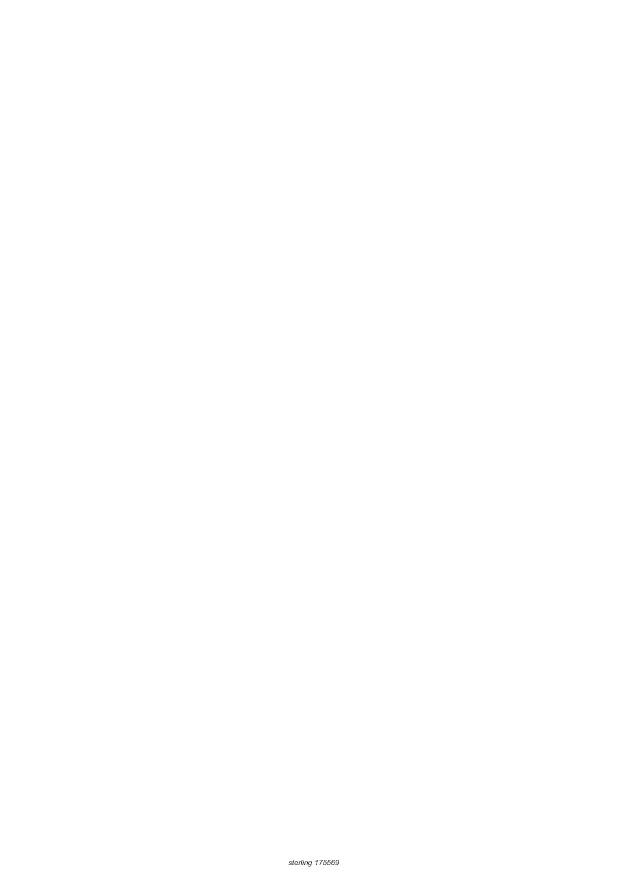*sterling 175569*